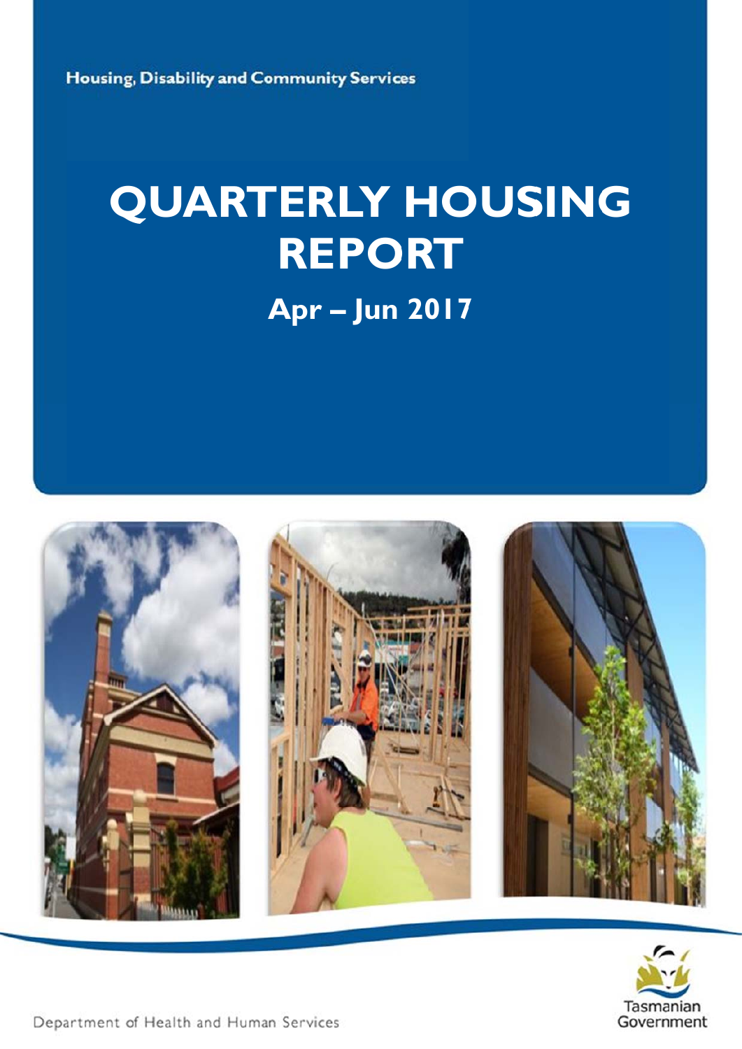Housing, Disability and Community Services

# QUARTERLY HOUSING REPORT

## Apr – Jun 2017

Department of Health and Human Services

Tasmanian Government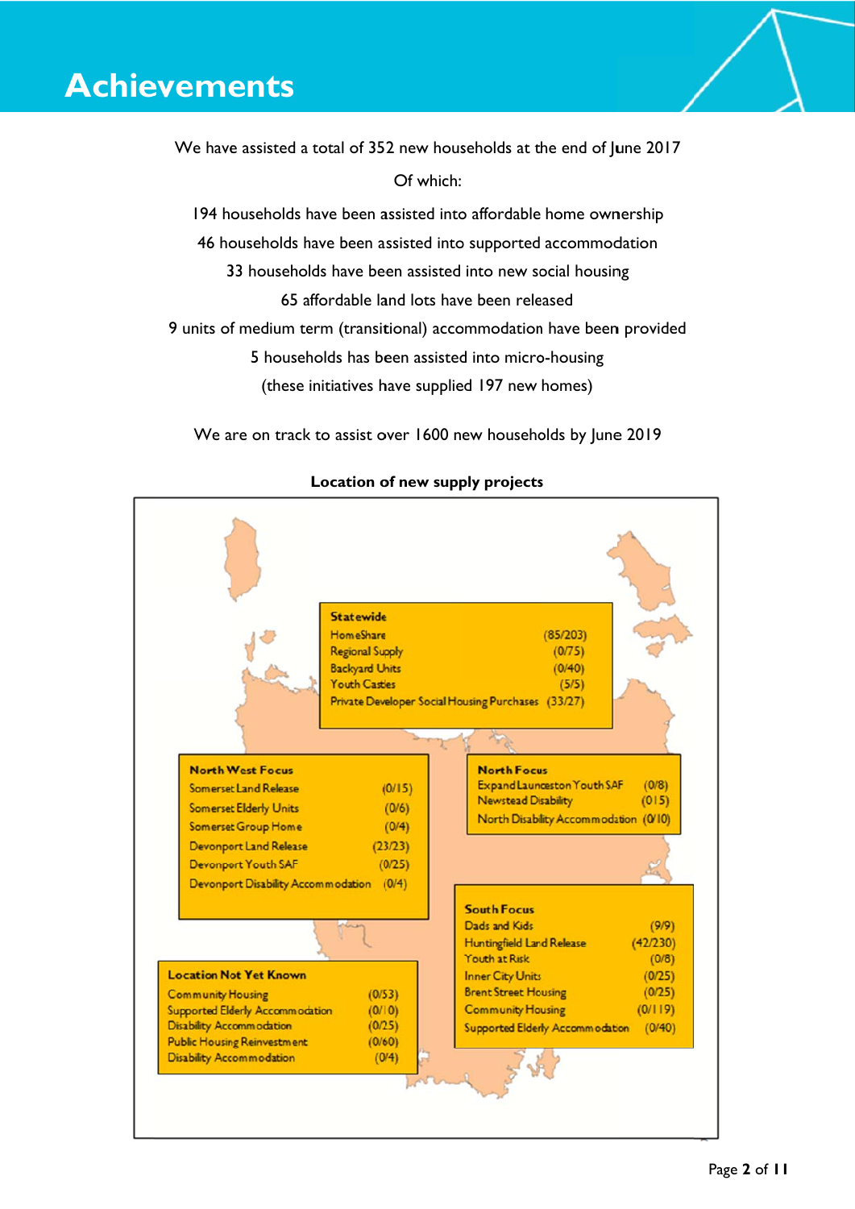# Achievements

We have assisted a total of 352 new households at the end of June 2017

Of which:

194 households have been assisted into affordable home ownership

46 households have been assisted into supported accommodation

33 households have been assisted into new social housing

65 affordable land lots have been released

9 units of medium term (transitional) accommodation have been provided

5 households has been assisted into micro-housing

(these initiatives have supplied 197 new homes)

We are on track to assist over 1600 new households by June 2019

**Location of new supply projects**

**Statewide**

| | |
|---|---|
| HomeShare | (85/203) |
| Regional Supply | (0/75) |
| Backyard Units | (0/40) |
| Youth Castles | (5/5) |
| Private Developer Social Housing Purchases | (33/27) |

**North West Focus**

| | |
|---|---|
| Somerset Land Release | (0/15) |
| Somerset Elderly Units | (0/6) |
| Somerset Group Home | (0/4) |
| Devonport Land Release | (23/23) |
| Devonport Youth SAF | (0/25) |
| Devonport Disability Accommodation | (0/4) |

**North Focus**

| | |
|---|---|
| Expand Launceston Youth SAF | (0/8) |
| Newstead Disability | (0/15) |
| North Disability Accommodation | (0/10) |

**South Focus**

| | |
|---|---|
| Dads and Kids | (9/9) |
| Huntingfield Land Release | (42/230) |
| Youth at Risk | (0/8) |
| Inner City Units | (0/25) |
| Brent Street Housing | (0/25) |
| Community Housing | (0/119) |
| Supported Elderly Accommodation | (0/40) |

**Location Not Yet Known**

| | |
|---|---|
| Community Housing | (0/53) |
| Supported Elderly Accommodation | (0/10) |
| Disability Accommodation | (0/25) |
| Public Housing Reinvestment | (0/60) |
| Disability Accommodation | (0/4) |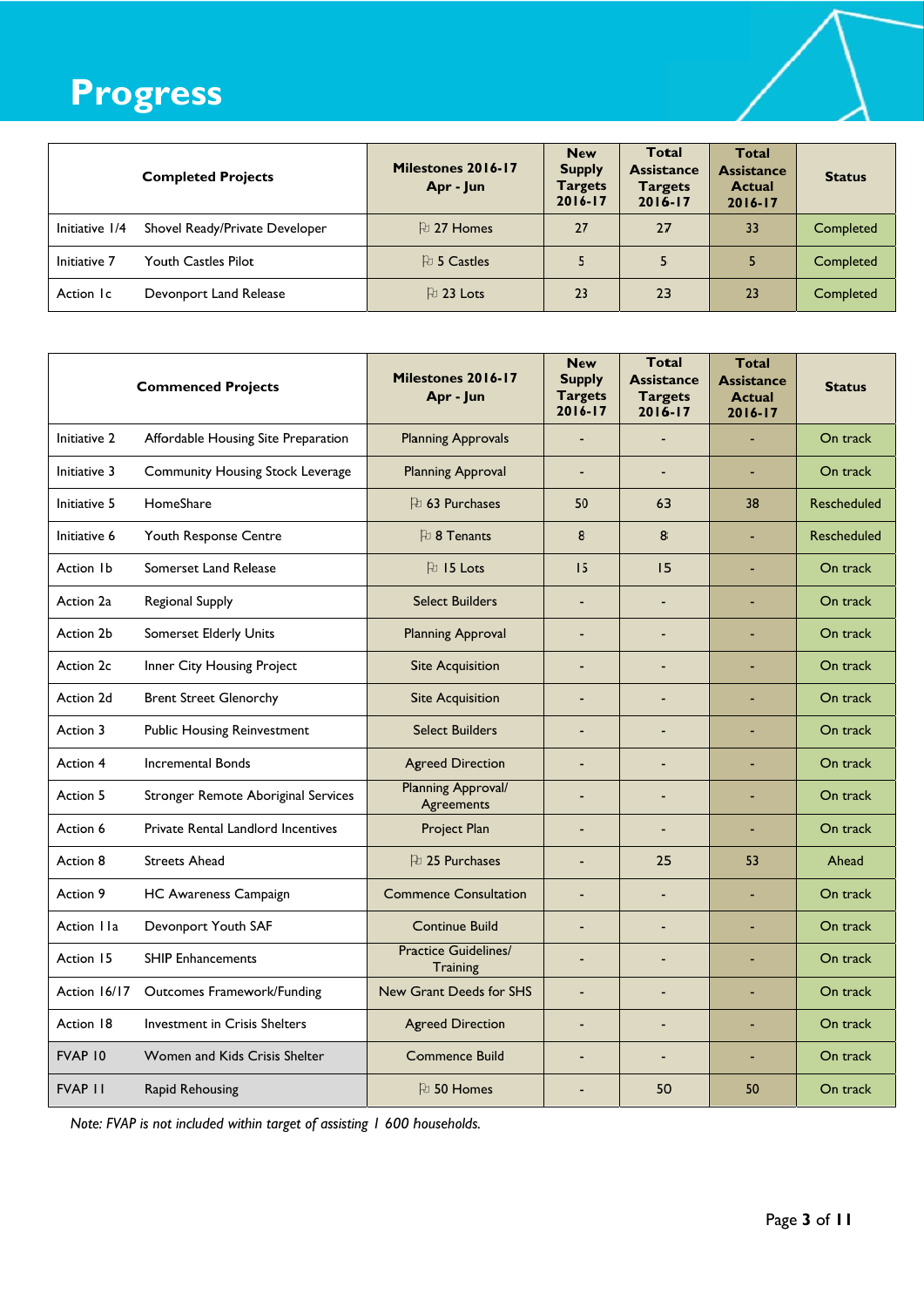# Progress

| Completed Projects | | Milestones 2016-17 Apr - Jun | New Supply Targets 2016-17 | Total Assistance Targets 2016-17 | Total Assistance Actual 2016-17 | Status |
|---|---|---|---|---|---|---|
| Initiative 1/4 | Shovel Ready/Private Developer | 27 Homes | 27 | 27 | 33 | Completed |
| Initiative 7 | Youth Castles Pilot | 5 Castles | 5 | 5 | 5 | Completed |
| Action 1c | Devonport Land Release | 23 Lots | 23 | 23 | 23 | Completed |

| Commenced Projects | | Milestones 2016-17 Apr - Jun | New Supply Targets 2016-17 | Total Assistance Targets 2016-17 | Total Assistance Actual 2016-17 | Status |
|---|---|---|---|---|---|---|
| Initiative 2 | Affordable Housing Site Preparation | Planning Approvals | - | - | - | On track |
| Initiative 3 | Community Housing Stock Leverage | Planning Approval | - | - | - | On track |
| Initiative 5 | HomeShare | 63 Purchases | 50 | 63 | 38 | Rescheduled |
| Initiative 6 | Youth Response Centre | 8 Tenants | 8 | 8 | - | Rescheduled |
| Action 1b | Somerset Land Release | 15 Lots | 15 | 15 | - | On track |
| Action 2a | Regional Supply | Select Builders | - | - | - | On track |
| Action 2b | Somerset Elderly Units | Planning Approval | - | - | - | On track |
| Action 2c | Inner City Housing Project | Site Acquisition | - | - | - | On track |
| Action 2d | Brent Street Glenorchy | Site Acquisition | - | - | - | On track |
| Action 3 | Public Housing Reinvestment | Select Builders | - | - | - | On track |
| Action 4 | Incremental Bonds | Agreed Direction | - | - | - | On track |
| Action 5 | Stronger Remote Aboriginal Services | Planning Approval/ Agreements | - | - | - | On track |
| Action 6 | Private Rental Landlord Incentives | Project Plan | - | - | - | On track |
| Action 8 | Streets Ahead | 25 Purchases | - | 25 | 53 | Ahead |
| Action 9 | HC Awareness Campaign | Commence Consultation | - | - | - | On track |
| Action 11a | Devonport Youth SAF | Continue Build | - | - | - | On track |
| Action 15 | SHIP Enhancements | Practice Guidelines/ Training | - | - | - | On track |
| Action 16/17 | Outcomes Framework/Funding | New Grant Deeds for SHS | - | - | - | On track |
| Action 18 | Investment in Crisis Shelters | Agreed Direction | - | - | - | On track |
| FVAP 10 | Women and Kids Crisis Shelter | Commence Build | - | - | - | On track |
| FVAP 11 | Rapid Rehousing | 50 Homes | - | 50 | 50 | On track |

*Note: FVAP is not included within target of assisting 1 600 households.*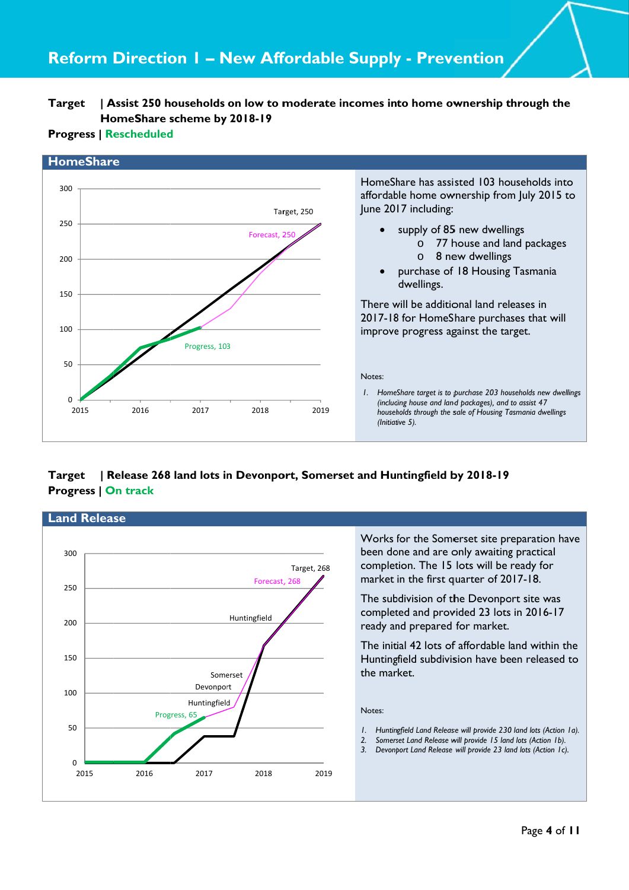# Reform Direction 1 – New Affordable Supply - Prevention

**Target** | **Assist 250 households on low to moderate incomes into home ownership through the HomeShare scheme by 2018-19**

**Progress** | **Rescheduled**

## HomeShare

HomeShare has assisted 103 households into affordable home ownership from July 2015 to June 2017 including:

- supply of 85 new dwellings
  - 77 house and land packages
  - 8 new dwellings
- purchase of 18 Housing Tasmania dwellings.

There will be additional land releases in 2017-18 for HomeShare purchases that will improve progress against the target.

Notes:

1. *HomeShare target is to purchase 203 households new dwellings (including house and land packages), and to assist 47 households through the sale of Housing Tasmania dwellings (Initiative 5).*

**Target** | **Release 268 land lots in Devonport, Somerset and Huntingfield by 2018-19**

**Progress** | **On track**

## Land Release

Works for the Somerset site preparation have been done and are only awaiting practical completion. The 15 lots will be ready for market in the first quarter of 2017-18.

The subdivision of the Devonport site was completed and provided 23 lots in 2016-17 ready and prepared for market.

The initial 42 lots of affordable land within the Huntingfield subdivision have been released to the market.

Notes:

1. *Huntingfield Land Release will provide 230 land lots (Action 1a).*
2. *Somerset Land Release will provide 15 land lots (Action 1b).*
3. *Devonport Land Release will provide 23 land lots (Action 1c).*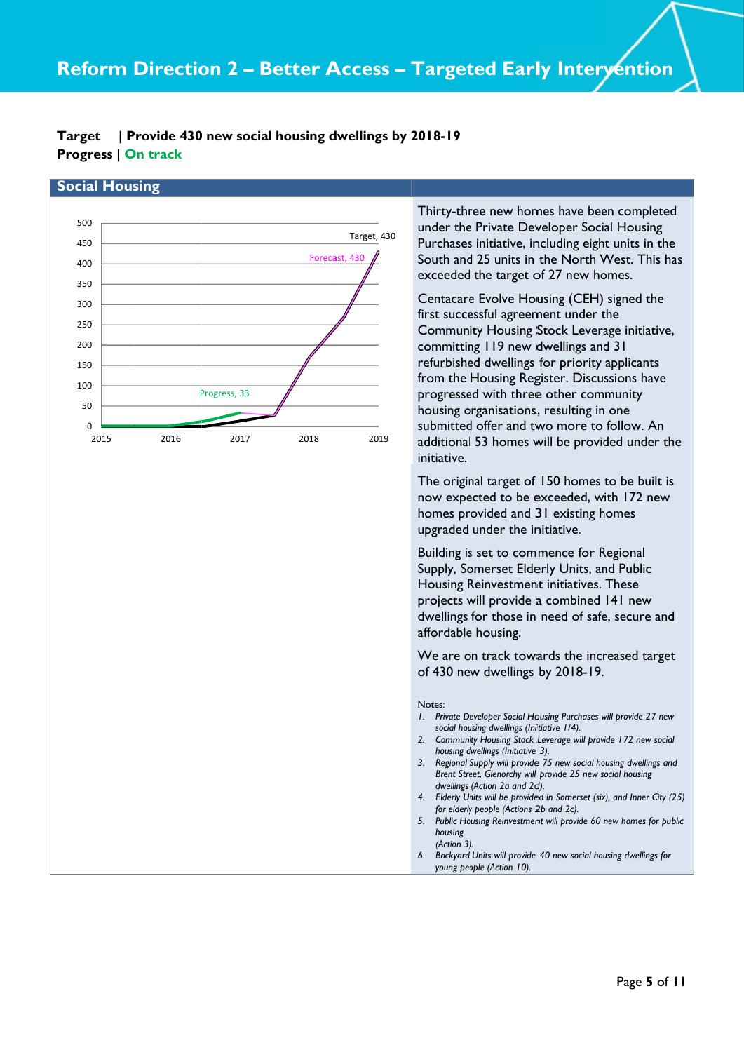# Reform Direction 2 – Better Access – Targeted Early Intervention

**Target | Provide 430 new social housing dwellings by 2018-19**
**Progress | On track**

## Social Housing

Thirty-three new homes have been completed under the Private Developer Social Housing Purchases initiative, including eight units in the South and 25 units in the North West. This has exceeded the target of 27 new homes.

Centacare Evolve Housing (CEH) signed the first successful agreement under the Community Housing Stock Leverage initiative, committing 119 new dwellings and 31 refurbished dwellings for priority applicants from the Housing Register. Discussions have progressed with three other community housing organisations, resulting in one submitted offer and two more to follow. An additional 53 homes will be provided under the initiative.

The original target of 150 homes to be built is now expected to be exceeded, with 172 new homes provided and 31 existing homes upgraded under the initiative.

Building is set to commence for Regional Supply, Somerset Elderly Units, and Public Housing Reinvestment initiatives. These projects will provide a combined 141 new dwellings for those in need of safe, secure and affordable housing.

We are on track towards the increased target of 430 new dwellings by 2018-19.

Notes:

1. *Private Developer Social Housing Purchases will provide 27 new social housing dwellings (Initiative 1/4).*
2. *Community Housing Stock Leverage will provide 172 new social housing dwellings (Initiative 3).*
3. *Regional Supply will provide 75 new social housing dwellings and Brent Street, Glenorchy will provide 25 new social housing dwellings (Action 2a and 2d).*
4. *Elderly Units will be provided in Somerset (six), and Inner City (25) for elderly people (Actions 2b and 2c).*
5. *Public Housing Reinvestment will provide 60 new homes for public housing (Action 3).*
6. *Backyard Units will provide 40 new social housing dwellings for young people (Action 10).*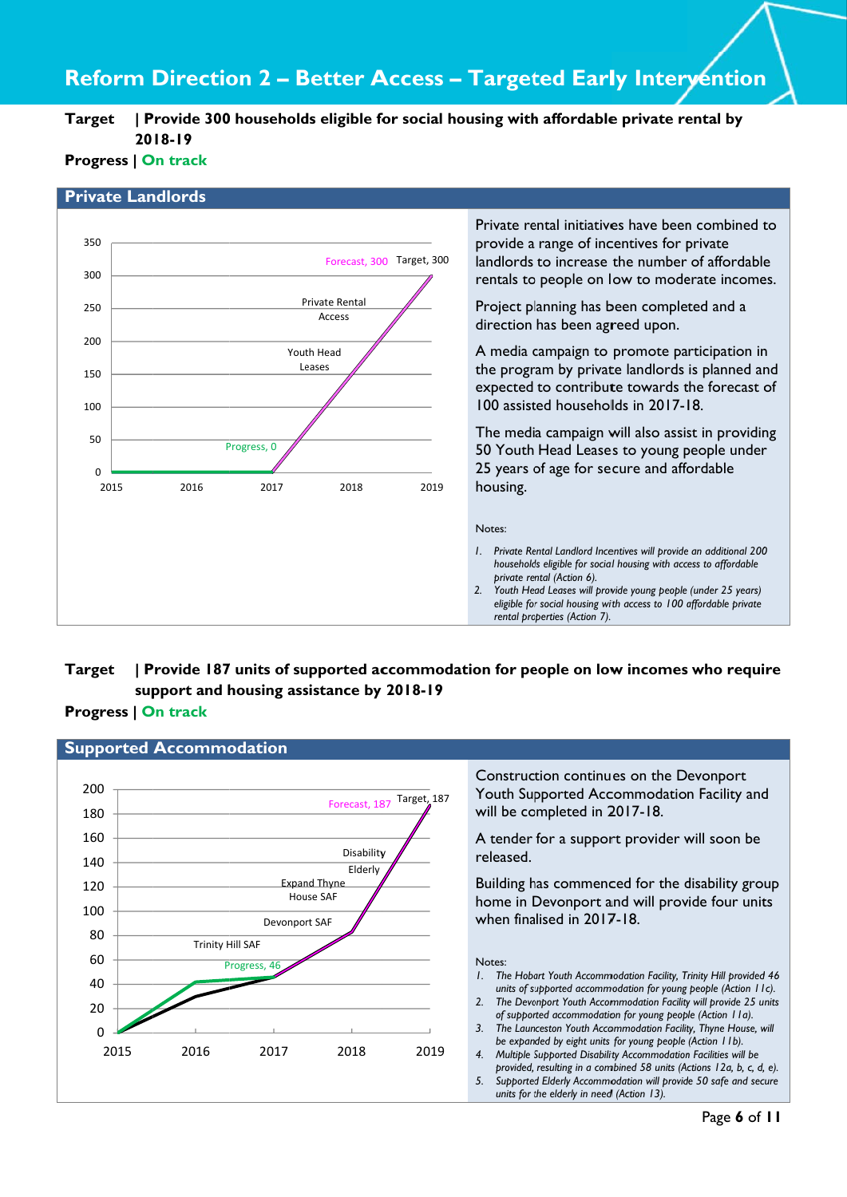# Reform Direction 2 – Better Access – Targeted Early Intervention

**Target** | **Provide 300 households eligible for social housing with affordable private rental by 2018-19**

**Progress** | **On track**

## Private Landlords

Private rental initiatives have been combined to provide a range of incentives for private landlords to increase the number of affordable rentals to people on low to moderate incomes.

Project planning has been completed and a direction has been agreed upon.

A media campaign to promote participation in the program by private landlords is planned and expected to contribute towards the forecast of 100 assisted households in 2017-18.

The media campaign will also assist in providing 50 Youth Head Leases to young people under 25 years of age for secure and affordable housing.

Notes:

1. *Private Rental Landlord Incentives will provide an additional 200 households eligible for social housing with access to affordable private rental (Action 6).*
2. *Youth Head Leases will provide young people (under 25 years) eligible for social housing with access to 100 affordable private rental properties (Action 7).*

**Target** | **Provide 187 units of supported accommodation for people on low incomes who require support and housing assistance by 2018-19**

**Progress** | **On track**

## Supported Accommodation

Construction continues on the Devonport Youth Supported Accommodation Facility and will be completed in 2017-18.

A tender for a support provider will soon be released.

Building has commenced for the disability group home in Devonport and will provide four units when finalised in 2017-18.

Notes:

1. *The Hobart Youth Accommodation Facility, Trinity Hill provided 46 units of supported accommodation for young people (Action 11c).*
2. *The Devonport Youth Accommodation Facility will provide 25 units of supported accommodation for young people (Action 11a).*
3. *The Launceston Youth Accommodation Facility, Thyne House, will be expanded by eight units for young people (Action 11b).*
4. *Multiple Supported Disability Accommodation Facilities will be provided, resulting in a combined 58 units (Actions 12a, b, c, d, e).*
5. *Supported Elderly Accommodation will provide 50 safe and secure units for the elderly in need (Action 13).*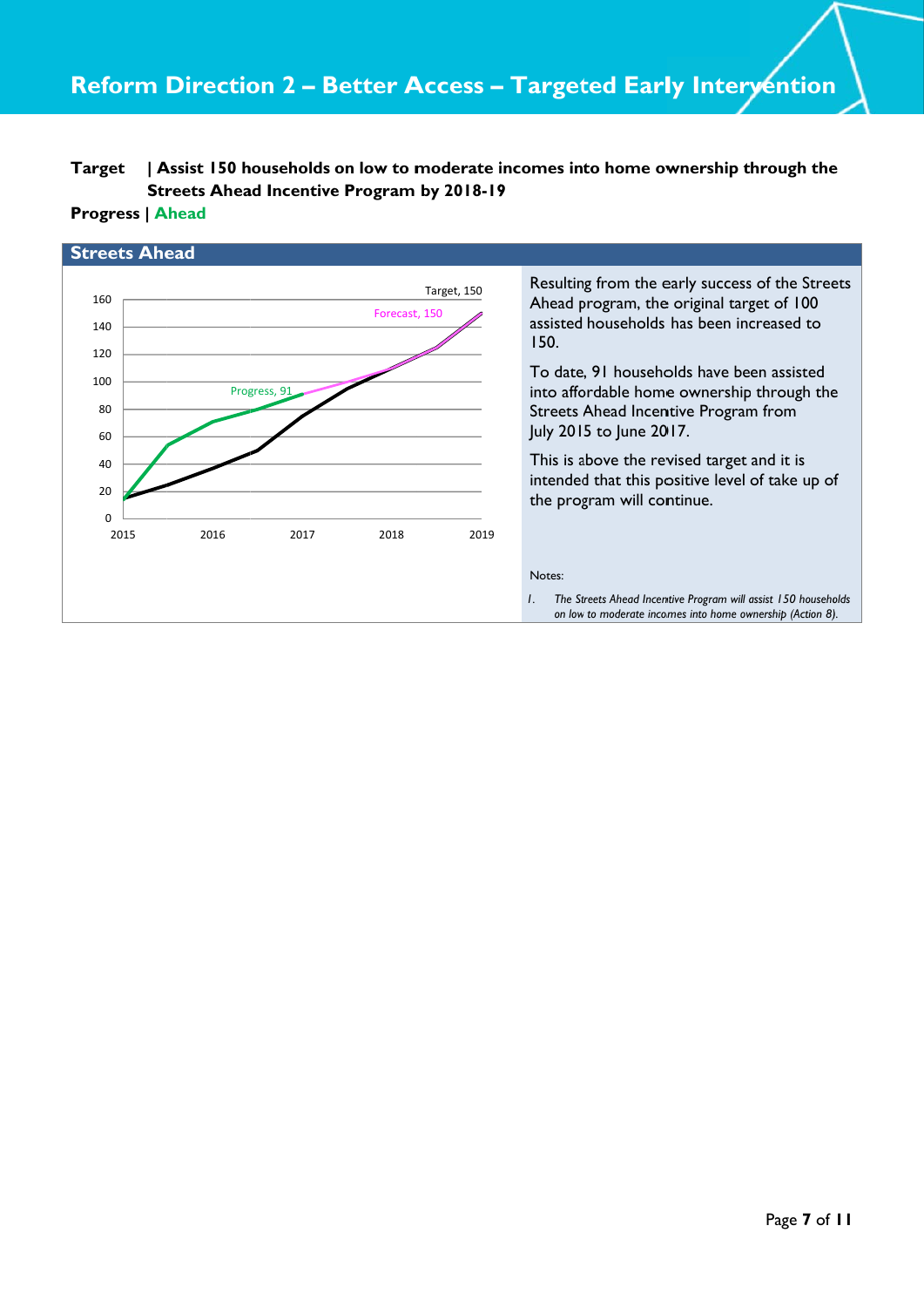# Reform Direction 2 – Better Access – Targeted Early Intervention

**Target** | **Assist 150 households on low to moderate incomes into home ownership through the Streets Ahead Incentive Program by 2018-19**

**Progress** | **Ahead**

## Streets Ahead

Resulting from the early success of the Streets Ahead program, the original target of 100 assisted households has been increased to 150.

To date, 91 households have been assisted into affordable home ownership through the Streets Ahead Incentive Program from July 2015 to June 2017.

This is above the revised target and it is intended that this positive level of take up of the program will continue.

Notes:

1. *The Streets Ahead Incentive Program will assist 150 households on low to moderate incomes into home ownership (Action 8).*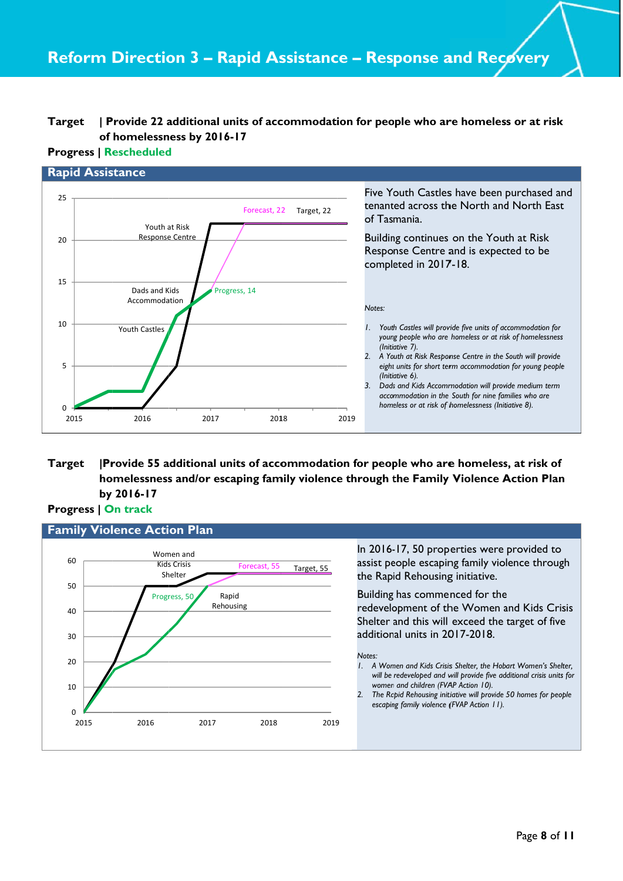# Reform Direction 3 – Rapid Assistance – Response and Recovery

**Target** | **Provide 22 additional units of accommodation for people who are homeless or at risk of homelessness by 2016-17**

**Progress** | **Rescheduled**

## Rapid Assistance

25
Forecast, 22 Target, 22
Youth at Risk Response Centre
20
15
Dads and Kids Accommodation Progress, 14
10
Youth Castles
5
0
2015 2016 2017 2018 2019

Five Youth Castles have been purchased and tenanted across the North and North East of Tasmania.

Building continues on the Youth at Risk Response Centre and is expected to be completed in 2017-18.

*Notes:*

1. *Youth Castles will provide five units of accommodation for young people who are homeless or at risk of homelessness (Initiative 7).*
2. *A Youth at Risk Response Centre in the South will provide eight units for short term accommodation for young people (Initiative 6).*
3. *Dads and Kids Accommodation will provide medium term accommodation in the South for nine families who are homeless or at risk of homelessness (Initiative 8).*

**Target** | **Provide 55 additional units of accommodation for people who are homeless, at risk of homelessness and/or escaping family violence through the Family Violence Action Plan by 2016-17**

**Progress** | **On track**

## Family Violence Action Plan

60
Women and Kids Crisis Shelter
Forecast, 55 Target, 55
50
Progress, 50 Rapid Rehousing
40
30
20
10
0
2015 2016 2017 2018 2019

In 2016-17, 50 properties were provided to assist people escaping family violence through the Rapid Rehousing initiative.

Building has commenced for the redevelopment of the Women and Kids Crisis Shelter and this will exceed the target of five additional units in 2017-2018.

*Notes:*

1. *A Women and Kids Crisis Shelter, the Hobart Women's Shelter, will be redeveloped and will provide five additional crisis units for women and children (FVAP Action 10).*
2. *The Rapid Rehousing initiative will provide 50 homes for people escaping family violence (FVAP Action 11).*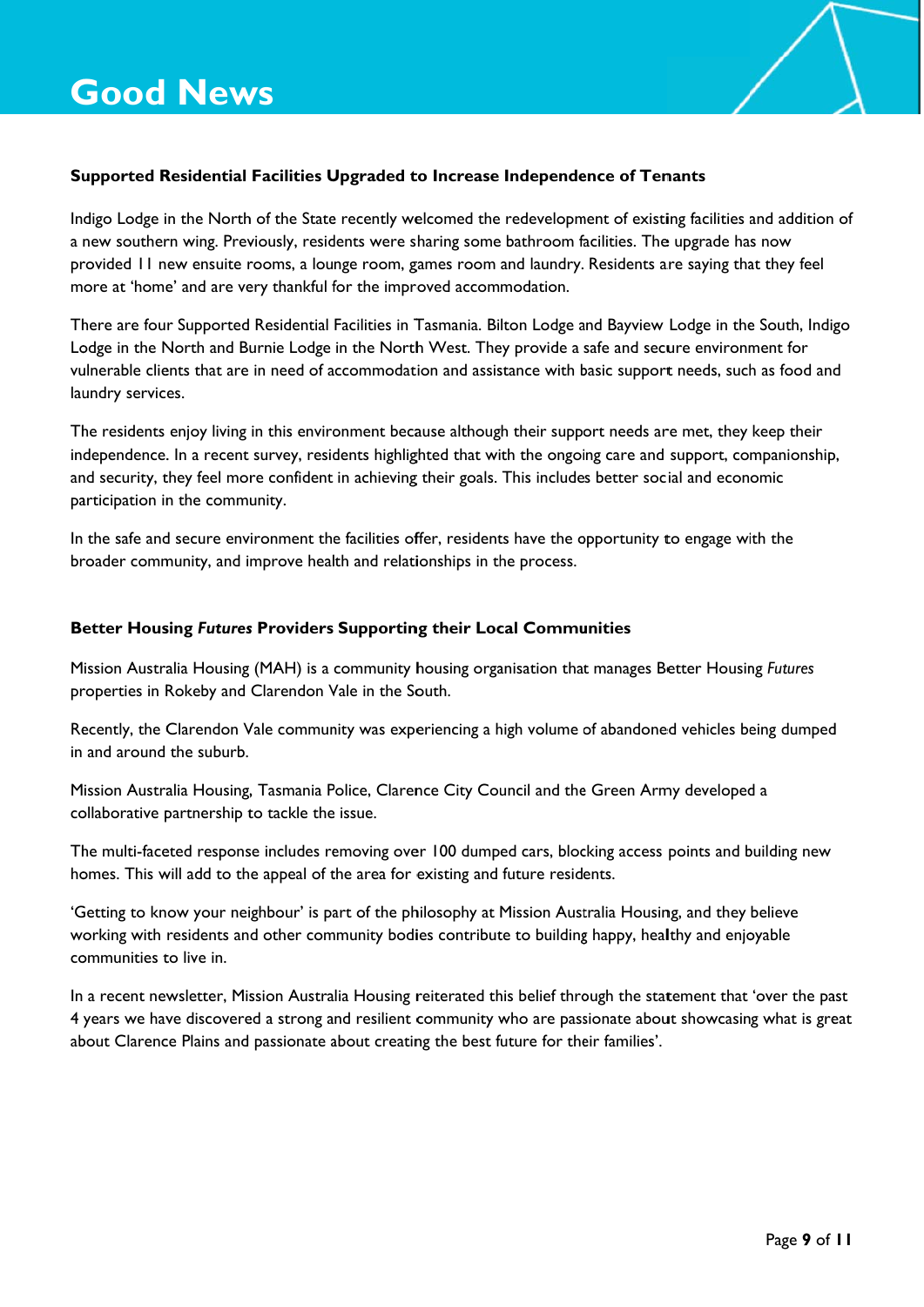# Good News

**Supported Residential Facilities Upgraded to Increase Independence of Tenants**

Indigo Lodge in the North of the State recently welcomed the redevelopment of existing facilities and addition of a new southern wing. Previously, residents were sharing some bathroom facilities. The upgrade has now provided 11 new ensuite rooms, a lounge room, games room and laundry. Residents are saying that they feel more at 'home' and are very thankful for the improved accommodation.

There are four Supported Residential Facilities in Tasmania. Bilton Lodge and Bayview Lodge in the South, Indigo Lodge in the North and Burnie Lodge in the North West. They provide a safe and secure environment for vulnerable clients that are in need of accommodation and assistance with basic support needs, such as food and laundry services.

The residents enjoy living in this environment because although their support needs are met, they keep their independence. In a recent survey, residents highlighted that with the ongoing care and support, companionship, and security, they feel more confident in achieving their goals. This includes better social and economic participation in the community.

In the safe and secure environment the facilities offer, residents have the opportunity to engage with the broader community, and improve health and relationships in the process.

**Better Housing *Futures* Providers Supporting their Local Communities**

Mission Australia Housing (MAH) is a community housing organisation that manages Better Housing *Futures* properties in Rokeby and Clarendon Vale in the South.

Recently, the Clarendon Vale community was experiencing a high volume of abandoned vehicles being dumped in and around the suburb.

Mission Australia Housing, Tasmania Police, Clarence City Council and the Green Army developed a collaborative partnership to tackle the issue.

The multi-faceted response includes removing over 100 dumped cars, blocking access points and building new homes. This will add to the appeal of the area for existing and future residents.

'Getting to know your neighbour' is part of the philosophy at Mission Australia Housing, and they believe working with residents and other community bodies contribute to building happy, healthy and enjoyable communities to live in.

In a recent newsletter, Mission Australia Housing reiterated this belief through the statement that 'over the past 4 years we have discovered a strong and resilient community who are passionate about showcasing what is great about Clarence Plains and passionate about creating the best future for their families'.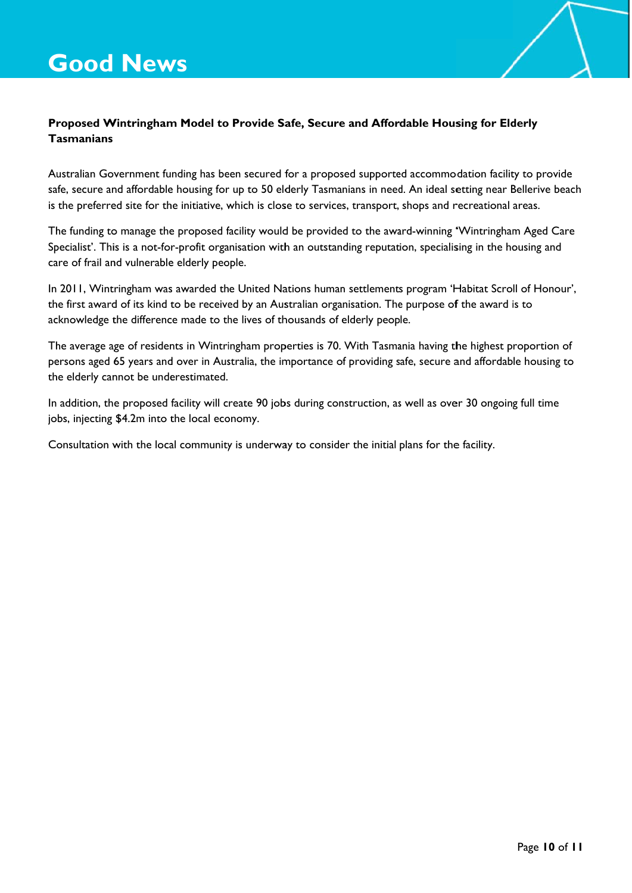# Good News

**Proposed Wintringham Model to Provide Safe, Secure and Affordable Housing for Elderly Tasmanians**

Australian Government funding has been secured for a proposed supported accommodation facility to provide safe, secure and affordable housing for up to 50 elderly Tasmanians in need. An ideal setting near Bellerive beach is the preferred site for the initiative, which is close to services, transport, shops and recreational areas.

The funding to manage the proposed facility would be provided to the award-winning 'Wintringham Aged Care Specialist'. This is a not-for-profit organisation with an outstanding reputation, specialising in the housing and care of frail and vulnerable elderly people.

In 2011, Wintringham was awarded the United Nations human settlements program 'Habitat Scroll of Honour', the first award of its kind to be received by an Australian organisation. The purpose of the award is to acknowledge the difference made to the lives of thousands of elderly people.

The average age of residents in Wintringham properties is 70. With Tasmania having the highest proportion of persons aged 65 years and over in Australia, the importance of providing safe, secure and affordable housing to the elderly cannot be underestimated.

In addition, the proposed facility will create 90 jobs during construction, as well as over 30 ongoing full time jobs, injecting $4.2m into the local economy.

Consultation with the local community is underway to consider the initial plans for the facility.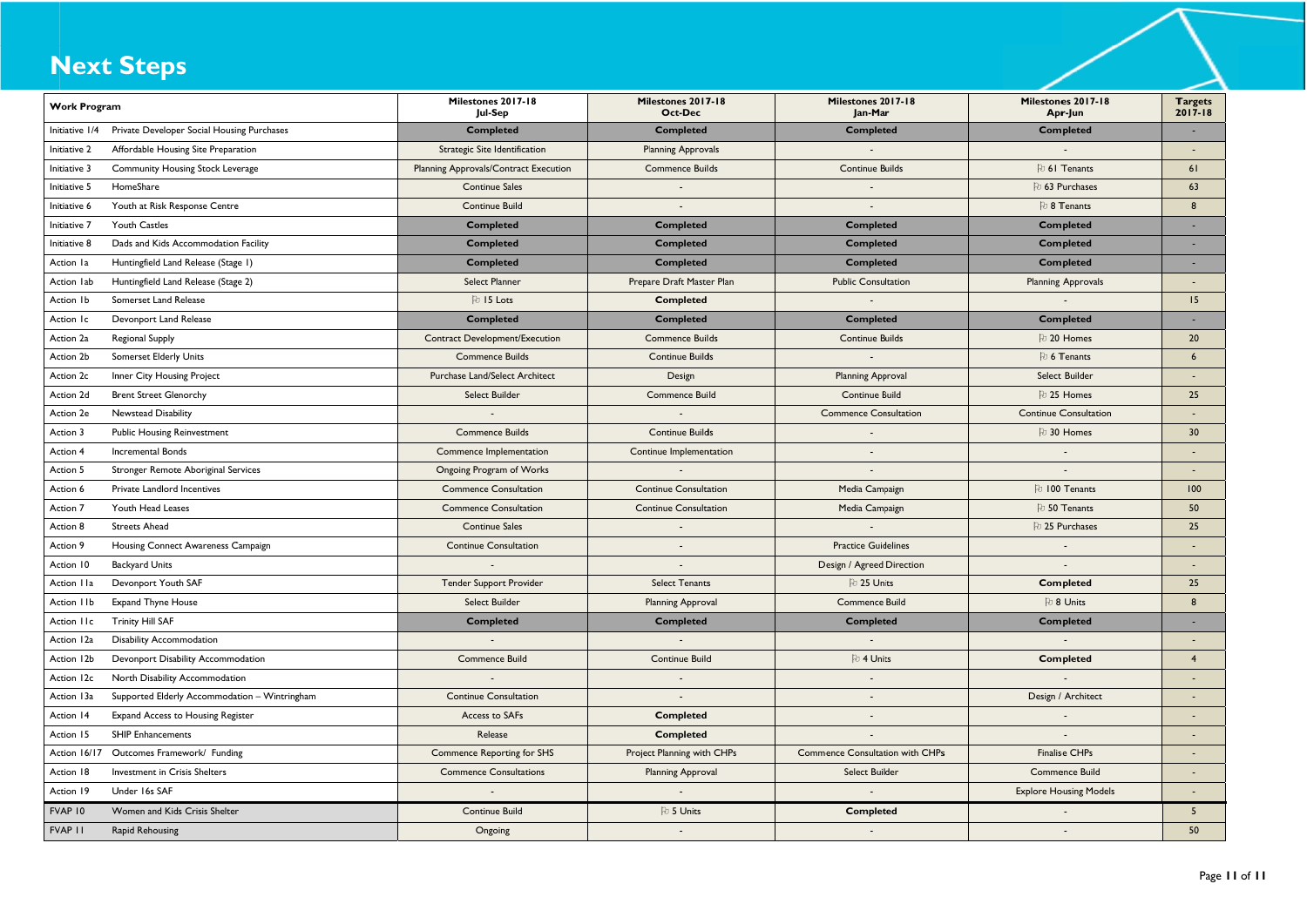# Next Steps

| Work Program | | Milestones 2017-18 Jul-Sep | Milestones 2017-18 Oct-Dec | Milestones 2017-18 Jan-Mar | Milestones 2017-18 Apr-Jun | Targets 2017-18 |
|---|---|---|---|---|---|---|
| Initiative 1/4 | Private Developer Social Housing Purchases | **Completed** | **Completed** | **Completed** | **Completed** | - |
| Initiative 2 | Affordable Housing Site Preparation | Strategic Site Identification | Planning Approvals | - | - | - |
| Initiative 3 | Community Housing Stock Leverage | Planning Approvals/Contract Execution | Commence Builds | Continue Builds | 61 Tenants | 61 |
| Initiative 5 | HomeShare | Continue Sales | - | - | 63 Purchases | 63 |
| Initiative 6 | Youth at Risk Response Centre | Continue Build | - | - | 8 Tenants | 8 |
| Initiative 7 | Youth Castles | **Completed** | **Completed** | **Completed** | **Completed** | - |
| Initiative 8 | Dads and Kids Accommodation Facility | **Completed** | **Completed** | **Completed** | **Completed** | - |
| Action 1a | Huntingfield Land Release (Stage 1) | **Completed** | **Completed** | **Completed** | **Completed** | - |
| Action 1ab | Huntingfield Land Release (Stage 2) | Select Planner | Prepare Draft Master Plan | Public Consultation | Planning Approvals | - |
| Action 1b | Somerset Land Release | 15 Lots | **Completed** | - | - | 15 |
| Action 1c | Devonport Land Release | **Completed** | **Completed** | **Completed** | **Completed** | - |
| Action 2a | Regional Supply | Contract Development/Execution | Commence Builds | Continue Builds | 20 Homes | 20 |
| Action 2b | Somerset Elderly Units | Commence Builds | Continue Builds | - | 6 Tenants | 6 |
| Action 2c | Inner City Housing Project | Purchase Land/Select Architect | Design | Planning Approval | Select Builder | - |
| Action 2d | Brent Street Glenorchy | Select Builder | Commence Build | Continue Build | 25 Homes | 25 |
| Action 2e | Newstead Disability | - | - | Commence Consultation | Continue Consultation | - |
| Action 3 | Public Housing Reinvestment | Commence Builds | Continue Builds | - | 30 Homes | 30 |
| Action 4 | Incremental Bonds | Commence Implementation | Continue Implementation | - | - | - |
| Action 5 | Stronger Remote Aboriginal Services | Ongoing Program of Works | - | - | - | - |
| Action 6 | Private Landlord Incentives | Commence Consultation | Continue Consultation | Media Campaign | 100 Tenants | 100 |
| Action 7 | Youth Head Leases | Commence Consultation | Continue Consultation | Media Campaign | 50 Tenants | 50 |
| Action 8 | Streets Ahead | Continue Sales | - | - | 25 Purchases | 25 |
| Action 9 | Housing Connect Awareness Campaign | Continue Consultation | - | Practice Guidelines | - | - |
| Action 10 | Backyard Units | - | - | Design / Agreed Direction | - | - |
| Action 11a | Devonport Youth SAF | Tender Support Provider | Select Tenants | 25 Units | **Completed** | 25 |
| Action 11b | Expand Thyne House | Select Builder | Planning Approval | Commence Build | 8 Units | 8 |
| Action 11c | Trinity Hill SAF | **Completed** | **Completed** | **Completed** | **Completed** | - |
| Action 12a | Disability Accommodation | - | - | - | - | - |
| Action 12b | Devonport Disability Accommodation | Commence Build | Continue Build | 4 Units | **Completed** | 4 |
| Action 12c | North Disability Accommodation | - | - | - | - | - |
| Action 13a | Supported Elderly Accommodation – Wintringham | Continue Consultation | - | - | Design / Architect | - |
| Action 14 | Expand Access to Housing Register | Access to SAFs | **Completed** | - | - | - |
| Action 15 | SHIP Enhancements | Release | **Completed** | - | - | - |
| Action 16/17 | Outcomes Framework/ Funding | Commence Reporting for SHS | Project Planning with CHPs | Commence Consultation with CHPs | Finalise CHPs | - |
| Action 18 | Investment in Crisis Shelters | Commence Consultations | Planning Approval | Select Builder | Commence Build | - |
| Action 19 | Under 16s SAF | - | - | - | Explore Housing Models | - |
| FVAP 10 | Women and Kids Crisis Shelter | Continue Build | 5 Units | **Completed** | - | 5 |
| FVAP 11 | Rapid Rehousing | Ongoing | - | - | - | 50 |